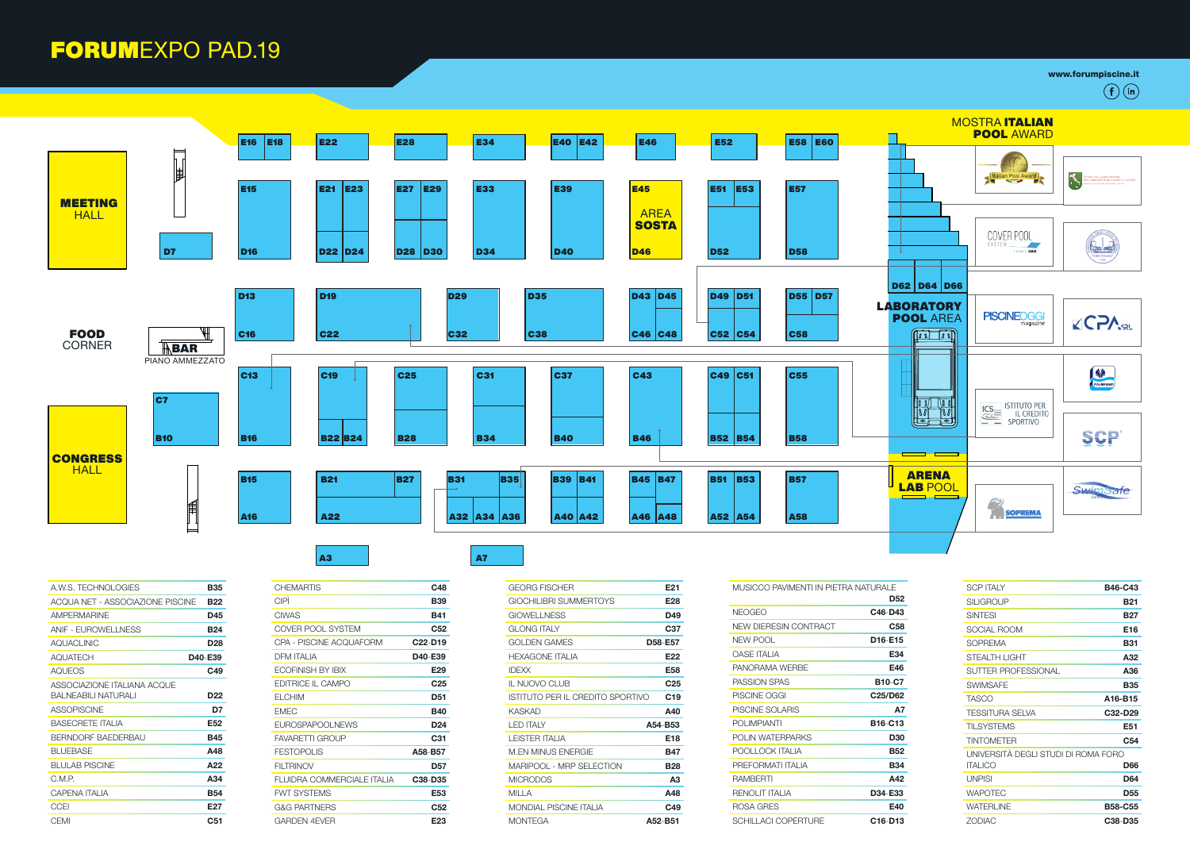# FORUMEXPO PAD.19

www.forumpiscine.it

MOSTRA **ITALIAN POOL** AWARD

**MEETING** HALL

**FOOD** CORNER

BAR

PIANO AMMEZZATO

**CONGRESS** HALL

AREA **SOSTA**

**LABORATORY POOL** AREA

**ARENA LAB** POOL

| Espositore | Stand |
|---|---|
| A.W.S. TECHNOLOGIES | B35 |
| ACQUA NET - ASSOCIAZIONE PISCINE | B22 |
| AMPERMARINE | D45 |
| ANIF - EUROWELLNESS | B24 |
| AQUACLINIC | D28 |
| AQUATECH | D40-E39 |
| AQUEOS | C49 |
| ASSOCIAZIONE ITALIANA ACQUE BALNEABILI NATURALI | D22 |
| ASSOPISCINE | D7 |
| BASECRETE ITALIA | E52 |
| BERNDORF BAEDERBAU | B45 |
| BLUEBASE | A48 |
| BLULAB PISCINE | A22 |
| C.M.P. | A34 |
| CAPENA ITALIA | B54 |
| CCEI | E27 |
| CEMI | C51 |
| CHEMARTIS | C48 |
| CIPÌ | B39 |
| CIWAS | B41 |
| COVER POOL SYSTEM | C52 |
| CPA - PISCINE ACQUAFORM | C22-D19 |
| DFM ITALIA | D40-E39 |
| ECOFINISH BY IBIX | E29 |
| EDITRICE IL CAMPO | C25 |
| ELCHIM | D51 |
| EMEC | B40 |
| EUROSPAPOOLNEWS | D24 |
| FAVARETTI GROUP | C31 |
| FESTOPOLIS | A58-B57 |
| FILTRINOV | D57 |
| FLUIDRA COMMERCIALE ITALIA | C38-D35 |
| FWT SYSTEMS | E53 |
| G&G PARTNERS | C52 |
| GARDEN 4EVER | E23 |
| GEORG FISCHER | E21 |
| GIOCHILIBRI SUMMERTOYS | E28 |
| GIOWELLNESS | D49 |
| GLONG ITALY | C37 |
| GOLDEN GAMES | D58-E57 |
| HEXAGONE ITALIA | E22 |
| IDEXX | E58 |
| IL NUOVO CLUB | C25 |
| ISTITUTO PER IL CREDITO SPORTIVO | C19 |
| KASKAD | A40 |
| LED ITALY | A54-B53 |
| LEISTER ITALIA | E18 |
| M.EN MINUS ENERGIE | B47 |
| MARIPOOL - MRP SELECTION | B28 |
| MICRODOS | A3 |
| MILLA | A48 |
| MONDIAL PISCINE ITALIA | C49 |
| MONTEGA | A52-B51 |
| MUSICCO PAVIMENTI IN PIETRA NATURALE | D52 |
| NEOGEO | C46-D43 |
| NEW DIERESIN CONTRACT | C58 |
| NEW POOL | D16-E15 |
| OASE ITALIA | E34 |
| PANORAMA WERBE | E46 |
| PASSION SPAS | B10-C7 |
| PISCINE OGGI | C25/D62 |
| PISCINE SOLARIS | A7 |
| POLIMPIANTI | B16-C13 |
| POLIN WATERPARKS | D30 |
| POOLLOCK ITALIA | B52 |
| PREFORMATI ITALIA | B34 |
| RAMBERTI | A42 |
| RENOLIT ITALIA | D34-E33 |
| ROSA GRES | E40 |
| SCHILLACI COPERTURE | C16-D13 |
| SCP ITALY | B46-C43 |
| SILIGROUP | B21 |
| SINTESI | B27 |
| SOCIAL ROOM | E16 |
| SOPREMA | B31 |
| STEALTH LIGHT | A32 |
| SUTTER PROFESSIONAL | A36 |
| SWIMSAFE | B35 |
| TASCO | A16-B15 |
| TESSITURA SELVA | C32-D29 |
| TILSYSTEMS | E51 |
| TINTOMETER | C54 |
| UNIVERSITÀ DEGLI STUDI DI ROMA FORO ITALICO | D66 |
| UNPISI | D64 |
| WAPOTEC | D55 |
| WATERLINE | B58-C55 |
| ZODIAC | C38-D35 |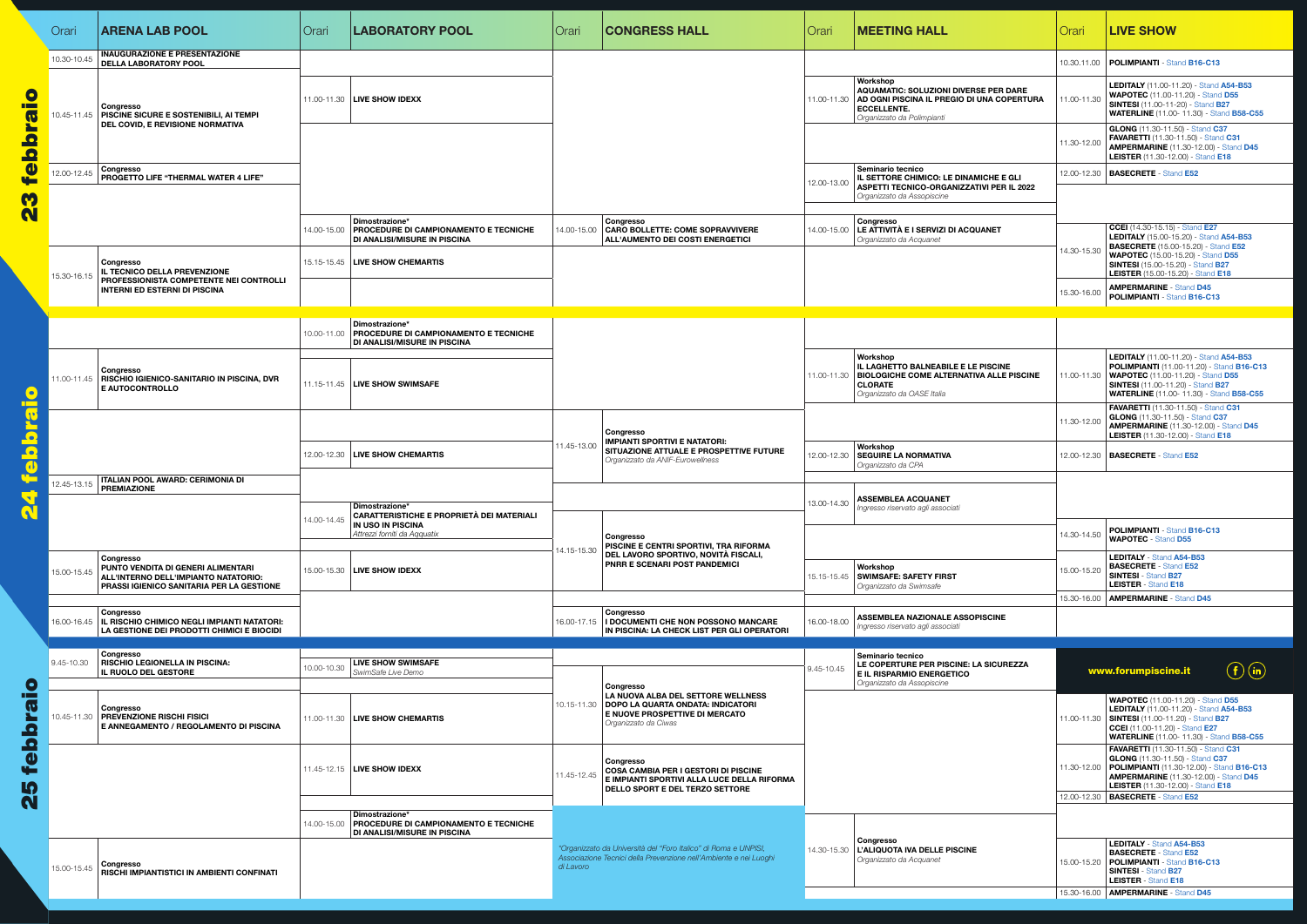## 23 febbraio

| Orari | ARENA LAB POOL | Orari | LABORATORY POOL | Orari | CONGRESS HALL | Orari | MEETING HALL | Orari | LIVE SHOW |
|---|---|---|---|---|---|---|---|---|---|
| 10.30-10.45 | **INAUGURAZIONE E PRESENTAZIONE DELLA LABORATORY POOL** | | | | | | | 10.30.11.00 | **POLIMPIANTI** - Stand B16-C13 |
| 10.45-11.45 | Congresso **PISCINE SICURE E SOSTENIBILI, AI TEMPI DEL COVID, E REVISIONE NORMATIVA** | 11.00-11.30 | **LIVE SHOW IDEXX** | | | 11.00-11.30 | Workshop **AQUAMATIC: SOLUZIONI DIVERSE PER DARE AD OGNI PISCINA IL PREGIO DI UNA COPERTURA ECCELLENTE.** *Organizzato da Polimpianti* | 11.00-11.30 | **LEDITALY** (11.00-11.20) - Stand A54-B53<br>**WAPOTEC** (11.00-11.20) - Stand D55<br>**SINTESI** (11.00-11-20) - Stand B27<br>**WATERLINE** (11.00- 11.30) - Stand B58-C55 |
| | | | | | | | | 11.30-12.00 | **GLONG** (11.30-11.50) - Stand C37<br>**FAVARETTI** (11.30-11.50) - Stand C31<br>**AMPERMARINE** (11.30-12.00) - Stand D45<br>**LEISTER** (11.30-12.00) - Stand E18 |
| 12.00-12.45 | Congresso **PROGETTO LIFE "THERMAL WATER 4 LIFE"** | | | | | 12.00-13.00 | Seminario tecnico **IL SETTORE CHIMICO: LE DINAMICHE E GLI ASPETTI TECNICO-ORGANIZZATIVI PER IL 2022** *Organizzato da Assopiscine* | 12.00-12.30 | **BASECRETE** - Stand E52 |
| | | 14.00-15.00 | Dimostrazione* **PROCEDURE DI CAMPIONAMENTO E TECNICHE DI ANALISI/MISURE IN PISCINA** | 14.00-15.00 | Congresso **CARO BOLLETTE: COME SOPRAVVIVERE ALL'AUMENTO DEI COSTI ENERGETICI** | 14.00-15.00 | Congresso **LE ATTIVITÀ E I SERVIZI DI ACQUANET** *Organizzato da Acquanet* | 14.30-15.30 | **CCEI** (14.30-15.15) - Stand E27<br>**LEDITALY** (15.00-15.20) - Stand A54-B53<br>**BASECRETE** (15.00-15.20) - Stand E52<br>**WAPOTEC** (15.00-15.20) - Stand D55<br>**SINTESI** (15.00-15.20) - Stand B27<br>**LEISTER** (15.00-15.20) - Stand E18 |
| 15.30-16.15 | Congresso **IL TECNICO DELLA PREVENZIONE PROFESSIONISTA COMPETENTE NEI CONTROLLI INTERNI ED ESTERNI DI PISCINA** | 15.15-15.45 | **LIVE SHOW CHEMARTIS** | | | | | 15.30-16.00 | **AMPERMARINE** - Stand D45<br>**POLIMPIANTI** - Stand B16-C13 |

## 24 febbraio

| Orari | ARENA LAB POOL | Orari | LABORATORY POOL | Orari | CONGRESS HALL | Orari | MEETING HALL | Orari | LIVE SHOW |
|---|---|---|---|---|---|---|---|---|---|
| | | 10.00-11.00 | Dimostrazione* **PROCEDURE DI CAMPIONAMENTO E TECNICHE DI ANALISI/MISURE IN PISCINA** | | | | | | |
| 11.00-11.45 | Congresso **RISCHIO IGIENICO-SANITARIO IN PISCINA, DVR E AUTOCONTROLLO** | 11.15-11.45 | **LIVE SHOW SWIMSAFE** | | | 11.00-11.30 | Workshop **IL LAGHETTO BALNEABILE E LE PISCINE BIOLOGICHE COME ALTERNATIVA ALLE PISCINE CLORATE** *Organizzato da OASE Italia* | 11.00-11.30 | **LEDITALY** (11.00-11.20) - Stand A54-B53<br>**POLIMPIANTI** (11.00-11.20) - Stand B16-C13<br>**WAPOTEC** (11.00-11.20) - Stand D55<br>**SINTESI** (11.00-11.20) - Stand B27<br>**WATERLINE** (11.00- 11.30) - Stand B58-C55 |
| | | | | 11.45-13.00 | Congresso **IMPIANTI SPORTIVI E NATATORI: SITUAZIONE ATTUALE E PROSPETTIVE FUTURE** *Organizzato da ANIF-Eurowellness* | | | 11.30-12.00 | **FAVARETTI** (11.30-11.50) - Stand C31<br>**GLONG** (11.30-11.50) - Stand C37<br>**AMPERMARINE** (11.30-12.00) - Stand D45<br>**LEISTER** (11.30-12.00) - Stand E18 |
| | | 12.00-12.30 | **LIVE SHOW CHEMARTIS** | | | 12.00-12.30 | Workshop **SEGUIRE LA NORMATIVA** *Organizzato da CPA* | 12.00-12.30 | **BASECRETE** - Stand E52 |
| 12.45-13.15 | **ITALIAN POOL AWARD: CERIMONIA DI PREMIAZIONE** | | | | | 13.00-14.30 | **ASSEMBLEA ACQUANET** *Ingresso riservato agli associati* | | |
| | | 14.00-14.45 | Dimostrazione* **CARATTERISTICHE E PROPRIETÀ DEI MATERIALI IN USO IN PISCINA** *Attrezzi forniti da Aqquatix* | 14.15-15.30 | Congresso **PISCINE E CENTRI SPORTIVI, TRA RIFORMA DEL LAVORO SPORTIVO, NOVITÀ FISCALI, PNRR E SCENARI POST PANDEMICI** | | | 14.30-14.50 | **POLIMPIANTI** - Stand B16-C13<br>**WAPOTEC** - Stand D55 |
| 15.00-15.45 | Congresso **PUNTO VENDITA DI GENERI ALIMENTARI ALL'INTERNO DELL'IMPIANTO NATATORIO: PRASSI IGIENICO SANITARIA PER LA GESTIONE** | 15.00-15.30 | **LIVE SHOW IDEXX** | | | 15.15-15.45 | Workshop **SWIMSAFE: SAFETY FIRST** *Organizzato da Swimsafe* | 15.00-15.20 | **LEDITALY** - Stand A54-B53<br>**BASECRETE** - Stand E52<br>**SINTESI** - Stand B27<br>**LEISTER** - Stand E18 |
| | | | | | | | | 15.30-16.00 | **AMPERMARINE** - Stand D45 |
| 16.00-16.45 | Congresso **IL RISCHIO CHIMICO NEGLI IMPIANTI NATATORI: LA GESTIONE DEI PRODOTTI CHIMICI E BIOCIDI** | | | 16.00-17.15 | Congresso **I DOCUMENTI CHE NON POSSONO MANCARE IN PISCINA: LA CHECK LIST PER GLI OPERATORI** | 16.00-18.00 | **ASSEMBLEA NAZIONALE ASSOPISCINE** *Ingresso riservato agli associati* | | |

## 25 febbraio

| Orari | ARENA LAB POOL | Orari | LABORATORY POOL | Orari | CONGRESS HALL | Orari | MEETING HALL | Orari | LIVE SHOW |
|---|---|---|---|---|---|---|---|---|---|
| 9.45-10.30 | Congresso **RISCHIO LEGIONELLA IN PISCINA: IL RUOLO DEL GESTORE** | 10.00-10.30 | **LIVE SHOW SWIMSAFE** *SwimSafe Live Demo* | | | 9.45-10.45 | Seminario tecnico **LE COPERTURE PER PISCINE: LA SICUREZZA E IL RISPARMIO ENERGETICO** *Organizzato da Assopiscine* | | www.forumpiscine.it |
| 10.45-11.30 | Congresso **PREVENZIONE RISCHI FISICI E ANNEGAMENTO / REGOLAMENTO DI PISCINA** | 11.00-11.30 | **LIVE SHOW CHEMARTIS** | 10.15-11.30 | Congresso **LA NUOVA ALBA DEL SETTORE WELLNESS DOPO LA QUARTA ONDATA: INDICATORI E NUOVE PROSPETTIVE DI MERCATO** *Organizzato daCiwas* | | | 11.00-11.30 | **WAPOTEC** (11.00-11.20) - Stand D55<br>**LEDITALY** (11.00-11.20) - Stand A54-B53<br>**SINTESI** (11.00-11.20) - Stand B27<br>**CCEI** (11.00-11.20) - Stand E27<br>**WATERLINE** (11.00- 11.30) - Stand B58-C55 |
| | | 11.45-12.15 | **LIVE SHOW IDEXX** | 11.45-12.45 | Congresso **COSA CAMBIA PER I GESTORI DI PISCINE E IMPIANTI SPORTIVI ALLA LUCE DELLA RIFORMA DELLO SPORT E DEL TERZO SETTORE** | | | 11.30-12.00 | **FAVARETTI** (11.30-11.50) - Stand C31<br>**GLONG** (11.30-11.50) - Stand C37<br>**POLIMPIANTI** (11.30-12.00) - Stand B16-C13<br>**AMPERMARINE** (11.30-12.00) - Stand D45<br>**LEISTER** (11.30-12.00) - Stand E18 |
| | | | | | | | | 12.00-12.30 | **BASECRETE** - Stand E52 |
| | | 14.00-15.00 | Dimostrazione* **PROCEDURE DI CAMPIONAMENTO E TECNICHE DI ANALISI/MISURE IN PISCINA** | | *Organizzato da Università del "Foro Italico" di Roma e UNPISI, Associazione Tecnici della Prevenzione nell'Ambiente e nei Luoghi di Lavoro | | | | |
| 15.00-15.45 | Congresso **RISCHI IMPIANTISTICI IN AMBIENTI CONFINATI** | | | | | 14.30-15.30 | Congresso **L'ALIQUOTA IVA DELLE PISCINE** *Organizzato da Acquanet* | 15.00-15.20 | **LEDITALY** - Stand A54-B53<br>**BASECRETE** - Stand E52<br>**POLIMPIANTI** - Stand B16-C13<br>**SINTESI** - Stand B27<br>**LEISTER** - Stand E18 |
| | | | | | | | | 15.30-16.00 | **AMPERMARINE** - Stand D45 |